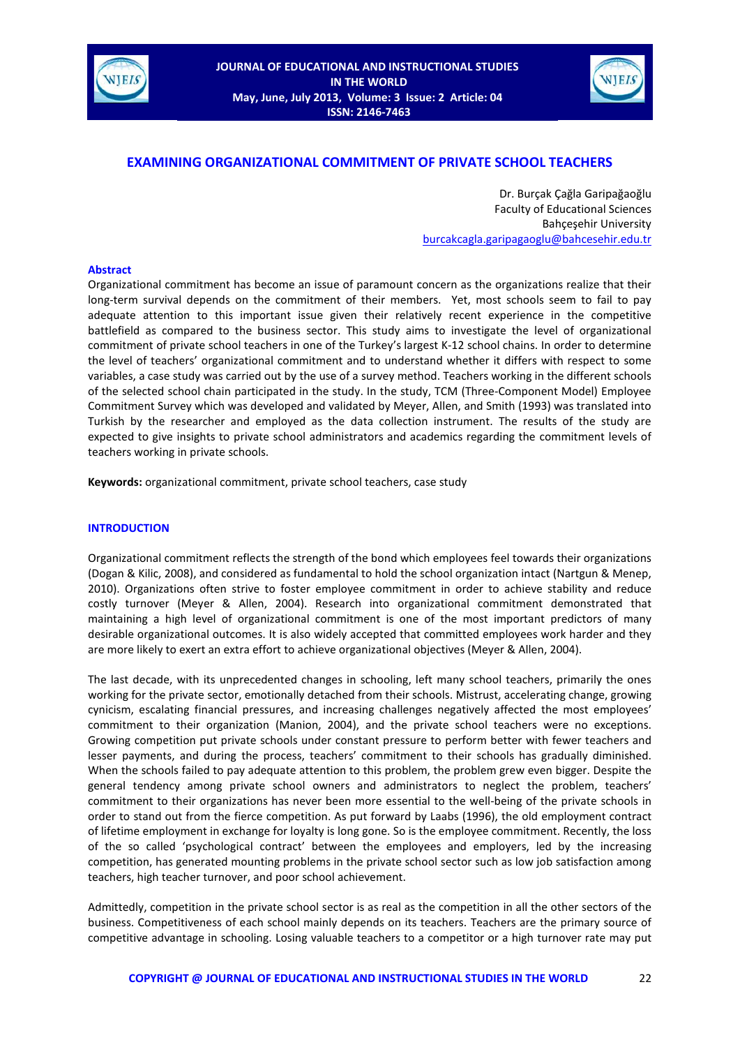# EXAMINING ORGANIZATIONAL COMMITMENT OF PRIVATE SCHOOL TEACHERS

Dr. Burçak Çağla Garipağaoğlu
Faculty of Educational Sciences
Bahçeşehir University
burcakcagla.garipagaoglu@bahcesehir.edu.tr

## Abstract

Organizational commitment has become an issue of paramount concern as the organizations realize that their long-term survival depends on the commitment of their members. Yet, most schools seem to fail to pay adequate attention to this important issue given their relatively recent experience in the competitive battlefield as compared to the business sector. This study aims to investigate the level of organizational commitment of private school teachers in one of the Turkey's largest K-12 school chains. In order to determine the level of teachers' organizational commitment and to understand whether it differs with respect to some variables, a case study was carried out by the use of a survey method. Teachers working in the different schools of the selected school chain participated in the study. In the study, TCM (Three-Component Model) Employee Commitment Survey which was developed and validated by Meyer, Allen, and Smith (1993) was translated into Turkish by the researcher and employed as the data collection instrument. The results of the study are expected to give insights to private school administrators and academics regarding the commitment levels of teachers working in private schools.

**Keywords:** organizational commitment, private school teachers, case study

## INTRODUCTION

Organizational commitment reflects the strength of the bond which employees feel towards their organizations (Dogan & Kilic, 2008), and considered as fundamental to hold the school organization intact (Nartgun & Menep, 2010). Organizations often strive to foster employee commitment in order to achieve stability and reduce costly turnover (Meyer & Allen, 2004). Research into organizational commitment demonstrated that maintaining a high level of organizational commitment is one of the most important predictors of many desirable organizational outcomes. It is also widely accepted that committed employees work harder and they are more likely to exert an extra effort to achieve organizational objectives (Meyer & Allen, 2004).

The last decade, with its unprecedented changes in schooling, left many school teachers, primarily the ones working for the private sector, emotionally detached from their schools. Mistrust, accelerating change, growing cynicism, escalating financial pressures, and increasing challenges negatively affected the most employees' commitment to their organization (Manion, 2004), and the private school teachers were no exceptions. Growing competition put private schools under constant pressure to perform better with fewer teachers and lesser payments, and during the process, teachers' commitment to their schools has gradually diminished. When the schools failed to pay adequate attention to this problem, the problem grew even bigger. Despite the general tendency among private school owners and administrators to neglect the problem, teachers' commitment to their organizations has never been more essential to the well-being of the private schools in order to stand out from the fierce competition. As put forward by Laabs (1996), the old employment contract of lifetime employment in exchange for loyalty is long gone. So is the employee commitment. Recently, the loss of the so called 'psychological contract' between the employees and employers, led by the increasing competition, has generated mounting problems in the private school sector such as low job satisfaction among teachers, high teacher turnover, and poor school achievement.

Admittedly, competition in the private school sector is as real as the competition in all the other sectors of the business. Competitiveness of each school mainly depends on its teachers. Teachers are the primary source of competitive advantage in schooling. Losing valuable teachers to a competitor or a high turnover rate may put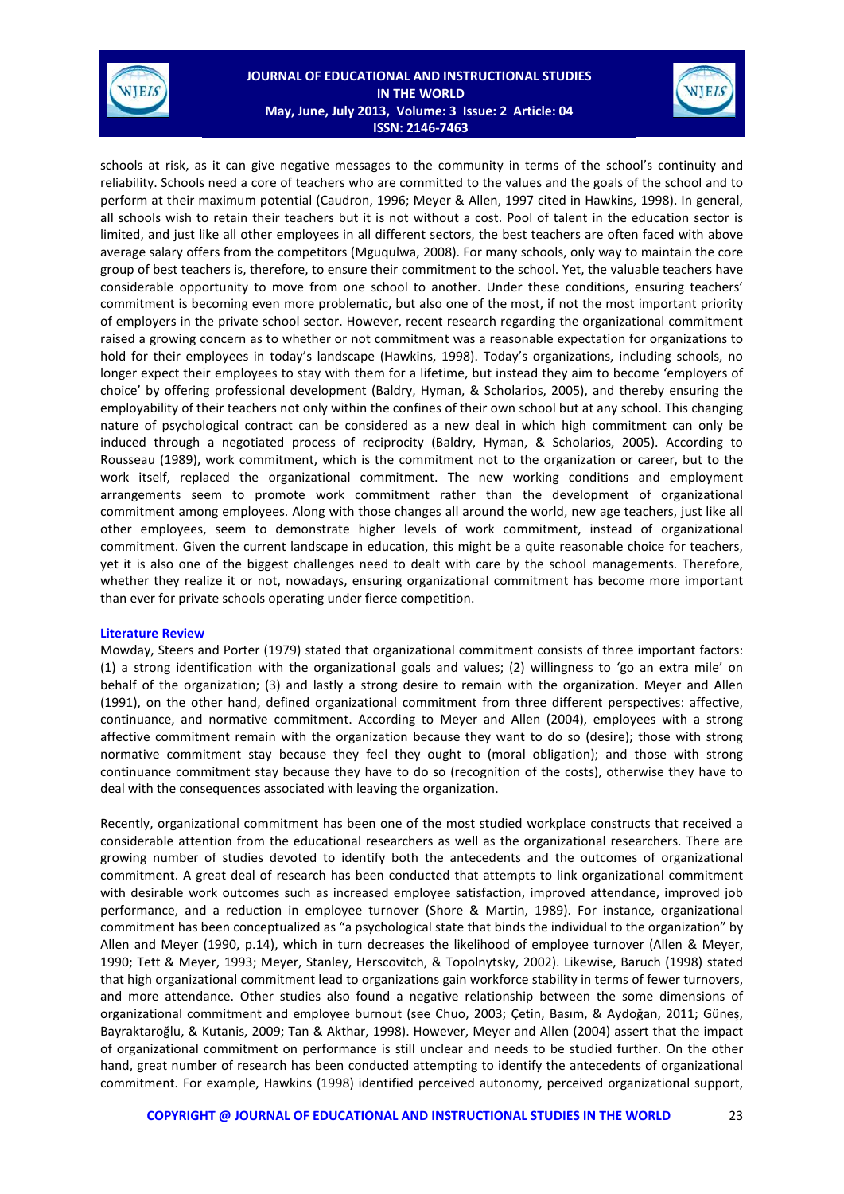schools at risk, as it can give negative messages to the community in terms of the school's continuity and reliability. Schools need a core of teachers who are committed to the values and the goals of the school and to perform at their maximum potential (Caudron, 1996; Meyer & Allen, 1997 cited in Hawkins, 1998). In general, all schools wish to retain their teachers but it is not without a cost. Pool of talent in the education sector is limited, and just like all other employees in all different sectors, the best teachers are often faced with above average salary offers from the competitors (Mguqulwa, 2008). For many schools, only way to maintain the core group of best teachers is, therefore, to ensure their commitment to the school. Yet, the valuable teachers have considerable opportunity to move from one school to another. Under these conditions, ensuring teachers' commitment is becoming even more problematic, but also one of the most, if not the most important priority of employers in the private school sector. However, recent research regarding the organizational commitment raised a growing concern as to whether or not commitment was a reasonable expectation for organizations to hold for their employees in today's landscape (Hawkins, 1998). Today's organizations, including schools, no longer expect their employees to stay with them for a lifetime, but instead they aim to become 'employers of choice' by offering professional development (Baldry, Hyman, & Scholarios, 2005), and thereby ensuring the employability of their teachers not only within the confines of their own school but at any school. This changing nature of psychological contract can be considered as a new deal in which high commitment can only be induced through a negotiated process of reciprocity (Baldry, Hyman, & Scholarios, 2005). According to Rousseau (1989), work commitment, which is the commitment not to the organization or career, but to the work itself, replaced the organizational commitment. The new working conditions and employment arrangements seem to promote work commitment rather than the development of organizational commitment among employees. Along with those changes all around the world, new age teachers, just like all other employees, seem to demonstrate higher levels of work commitment, instead of organizational commitment. Given the current landscape in education, this might be a quite reasonable choice for teachers, yet it is also one of the biggest challenges need to dealt with care by the school managements. Therefore, whether they realize it or not, nowadays, ensuring organizational commitment has become more important than ever for private schools operating under fierce competition.

## Literature Review

Mowday, Steers and Porter (1979) stated that organizational commitment consists of three important factors: (1) a strong identification with the organizational goals and values; (2) willingness to 'go an extra mile' on behalf of the organization; (3) and lastly a strong desire to remain with the organization. Meyer and Allen (1991), on the other hand, defined organizational commitment from three different perspectives: affective, continuance, and normative commitment. According to Meyer and Allen (2004), employees with a strong affective commitment remain with the organization because they want to do so (desire); those with strong normative commitment stay because they feel they ought to (moral obligation); and those with strong continuance commitment stay because they have to do so (recognition of the costs), otherwise they have to deal with the consequences associated with leaving the organization.

Recently, organizational commitment has been one of the most studied workplace constructs that received a considerable attention from the educational researchers as well as the organizational researchers. There are growing number of studies devoted to identify both the antecedents and the outcomes of organizational commitment. A great deal of research has been conducted that attempts to link organizational commitment with desirable work outcomes such as increased employee satisfaction, improved attendance, improved job performance, and a reduction in employee turnover (Shore & Martin, 1989). For instance, organizational commitment has been conceptualized as "a psychological state that binds the individual to the organization" by Allen and Meyer (1990, p.14), which in turn decreases the likelihood of employee turnover (Allen & Meyer, 1990; Tett & Meyer, 1993; Meyer, Stanley, Herscovitch, & Topolnytsky, 2002). Likewise, Baruch (1998) stated that high organizational commitment lead to organizations gain workforce stability in terms of fewer turnovers, and more attendance. Other studies also found a negative relationship between the some dimensions of organizational commitment and employee burnout (see Chuo, 2003; Çetin, Basım, & Aydoğan, 2011; Güneş, Bayraktaroğlu, & Kutanis, 2009; Tan & Akthar, 1998). However, Meyer and Allen (2004) assert that the impact of organizational commitment on performance is still unclear and needs to be studied further. On the other hand, great number of research has been conducted attempting to identify the antecedents of organizational commitment. For example, Hawkins (1998) identified perceived autonomy, perceived organizational support,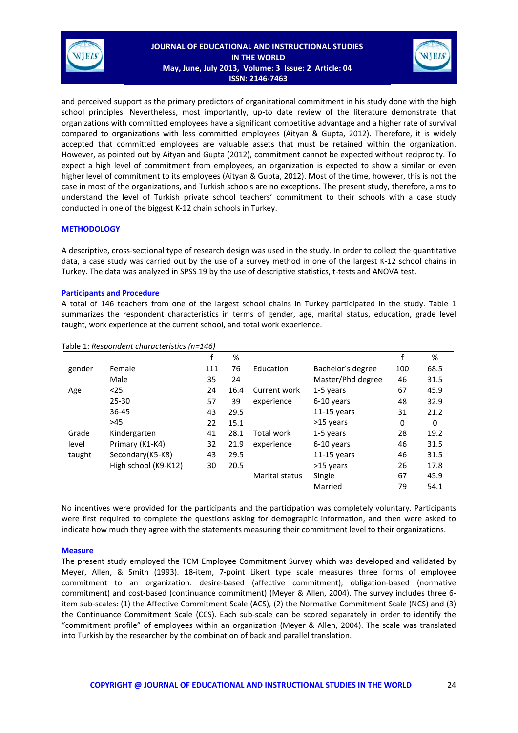and perceived support as the primary predictors of organizational commitment in his study done with the high school principles. Nevertheless, most importantly, up-to date review of the literature demonstrate that organizations with committed employees have a significant competitive advantage and a higher rate of survival compared to organizations with less committed employees (Aityan & Gupta, 2012). Therefore, it is widely accepted that committed employees are valuable assets that must be retained within the organization. However, as pointed out by Aityan and Gupta (2012), commitment cannot be expected without reciprocity. To expect a high level of commitment from employees, an organization is expected to show a similar or even higher level of commitment to its employees (Aityan & Gupta, 2012). Most of the time, however, this is not the case in most of the organizations, and Turkish schools are no exceptions. The present study, therefore, aims to understand the level of Turkish private school teachers' commitment to their schools with a case study conducted in one of the biggest K-12 chain schools in Turkey.

## METHODOLOGY

A descriptive, cross-sectional type of research design was used in the study. In order to collect the quantitative data, a case study was carried out by the use of a survey method in one of the largest K-12 school chains in Turkey. The data was analyzed in SPSS 19 by the use of descriptive statistics, t-tests and ANOVA test.

### Participants and Procedure

A total of 146 teachers from one of the largest school chains in Turkey participated in the study. Table 1 summarizes the respondent characteristics in terms of gender, age, marital status, education, grade level taught, work experience at the current school, and total work experience.

Table 1: *Respondent characteristics (n=146)*

| | | f | % | | | f | % |
|---|---|---|---|---|---|---|---|
| gender | Female | 111 | 76 | Education | Bachelor's degree | 100 | 68.5 |
| | Male | 35 | 24 | | Master/Phd degree | 46 | 31.5 |
| Age | <25 | 24 | 16.4 | Current work experience | 1-5 years | 67 | 45.9 |
| | 25-30 | 57 | 39 | | 6-10 years | 48 | 32.9 |
| | 36-45 | 43 | 29.5 | | 11-15 years | 31 | 21.2 |
| | >45 | 22 | 15.1 | | >15 years | 0 | 0 |
| Grade level taught | Kindergarten | 41 | 28.1 | Total work experience | 1-5 years | 28 | 19.2 |
| | Primary (K1-K4) | 32 | 21.9 | | 6-10 years | 46 | 31.5 |
| | Secondary(K5-K8) | 43 | 29.5 | | 11-15 years | 46 | 31.5 |
| | High school (K9-K12) | 30 | 20.5 | | >15 years | 26 | 17.8 |
| | | | | Marital status | Single | 67 | 45.9 |
| | | | | | Married | 79 | 54.1 |

No incentives were provided for the participants and the participation was completely voluntary. Participants were first required to complete the questions asking for demographic information, and then were asked to indicate how much they agree with the statements measuring their commitment level to their organizations.

### Measure

The present study employed the TCM Employee Commitment Survey which was developed and validated by Meyer, Allen, & Smith (1993). 18-item, 7-point Likert type scale measures three forms of employee commitment to an organization: desire-based (affective commitment), obligation-based (normative commitment) and cost-based (continuance commitment) (Meyer & Allen, 2004). The survey includes three 6-item sub-scales: (1) the Affective Commitment Scale (ACS), (2) the Normative Commitment Scale (NCS) and (3) the Continuance Commitment Scale (CCS). Each sub-scale can be scored separately in order to identify the "commitment profile" of employees within an organization (Meyer & Allen, 2004). The scale was translated into Turkish by the researcher by the combination of back and parallel translation.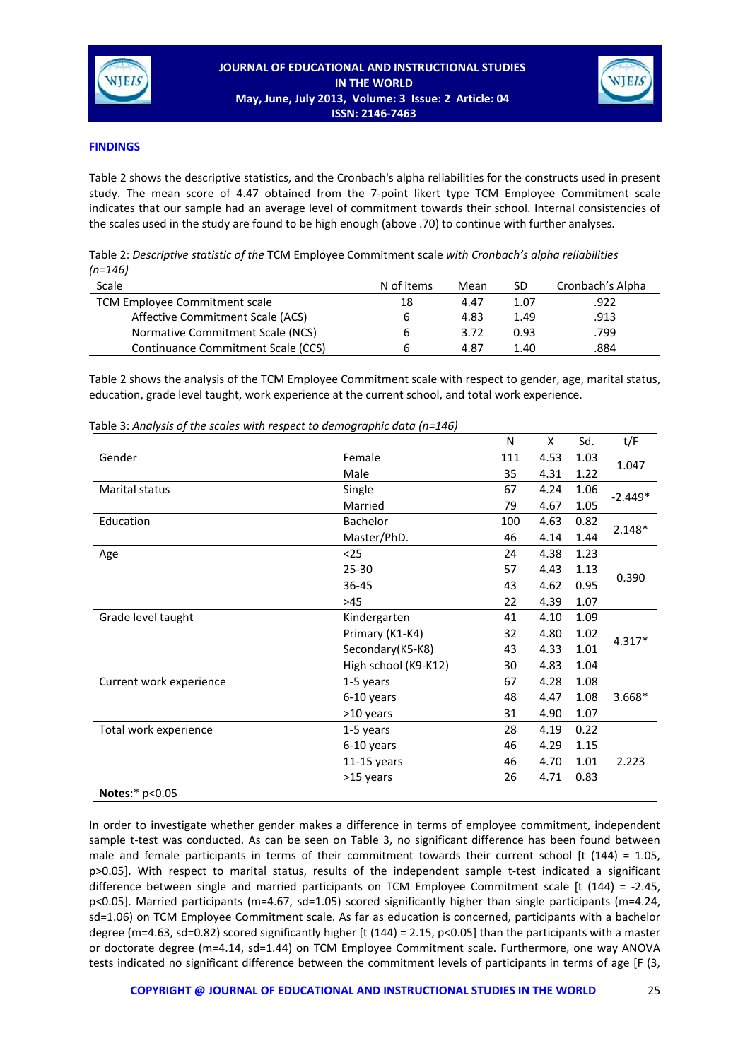## FINDINGS

Table 2 shows the descriptive statistics, and the Cronbach's alpha reliabilities for the constructs used in present study. The mean score of 4.47 obtained from the 7-point likert type TCM Employee Commitment scale indicates that our sample had an average level of commitment towards their school. Internal consistencies of the scales used in the study are found to be high enough (above .70) to continue with further analyses.

Table 2: *Descriptive statistic of the* TCM Employee Commitment scale *with Cronbach's alpha reliabilities (n=146)*

| Scale | N of items | Mean | SD | Cronbach's Alpha |
|---|---|---|---|---|
| TCM Employee Commitment scale | 18 | 4.47 | 1.07 | .922 |
| Affective Commitment Scale (ACS) | 6 | 4.83 | 1.49 | .913 |
| Normative Commitment Scale (NCS) | 6 | 3.72 | 0.93 | .799 |
| Continuance Commitment Scale (CCS) | 6 | 4.87 | 1.40 | .884 |

Table 2 shows the analysis of the TCM Employee Commitment scale with respect to gender, age, marital status, education, grade level taught, work experience at the current school, and total work experience.

Table 3: *Analysis of the scales with respect to demographic data (n=146)*

| | | N | X | Sd. | t/F |
|---|---|---|---|---|---|
| Gender | Female | 111 | 4.53 | 1.03 | 1.047 |
| | Male | 35 | 4.31 | 1.22 | |
| Marital status | Single | 67 | 4.24 | 1.06 | -2.449* |
| | Married | 79 | 4.67 | 1.05 | |
| Education | Bachelor | 100 | 4.63 | 0.82 | 2.148* |
| | Master/PhD. | 46 | 4.14 | 1.44 | |
| Age | <25 | 24 | 4.38 | 1.23 | 0.390 |
| | 25-30 | 57 | 4.43 | 1.13 | |
| | 36-45 | 43 | 4.62 | 0.95 | |
| | >45 | 22 | 4.39 | 1.07 | |
| Grade level taught | Kindergarten | 41 | 4.10 | 1.09 | 4.317* |
| | Primary (K1-K4) | 32 | 4.80 | 1.02 | |
| | Secondary(K5-K8) | 43 | 4.33 | 1.01 | |
| | High school (K9-K12) | 30 | 4.83 | 1.04 | |
| Current work experience | 1-5 years | 67 | 4.28 | 1.08 | 3.668* |
| | 6-10 years | 48 | 4.47 | 1.08 | |
| | >10 years | 31 | 4.90 | 1.07 | |
| Total work experience | 1-5 years | 28 | 4.19 | 0.22 | 2.223 |
| | 6-10 years | 46 | 4.29 | 1.15 | |
| | 11-15 years | 46 | 4.70 | 1.01 | |
| | >15 years | 26 | 4.71 | 0.83 | |

**Notes**:* p<0.05

In order to investigate whether gender makes a difference in terms of employee commitment, independent sample t-test was conducted. As can be seen on Table 3, no significant difference has been found between male and female participants in terms of their commitment towards their current school [t (144) = 1.05, p>0.05]. With respect to marital status, results of the independent sample t-test indicated a significant difference between single and married participants on TCM Employee Commitment scale [t (144) = -2.45, p<0.05]. Married participants (m=4.67, sd=1.05) scored significantly higher than single participants (m=4.24, sd=1.06) on TCM Employee Commitment scale. As far as education is concerned, participants with a bachelor degree (m=4.63, sd=0.82) scored significantly higher [t (144) = 2.15, p<0.05] than the participants with a master or doctorate degree (m=4.14, sd=1.44) on TCM Employee Commitment scale. Furthermore, one way ANOVA tests indicated no significant difference between the commitment levels of participants in terms of age [F (3,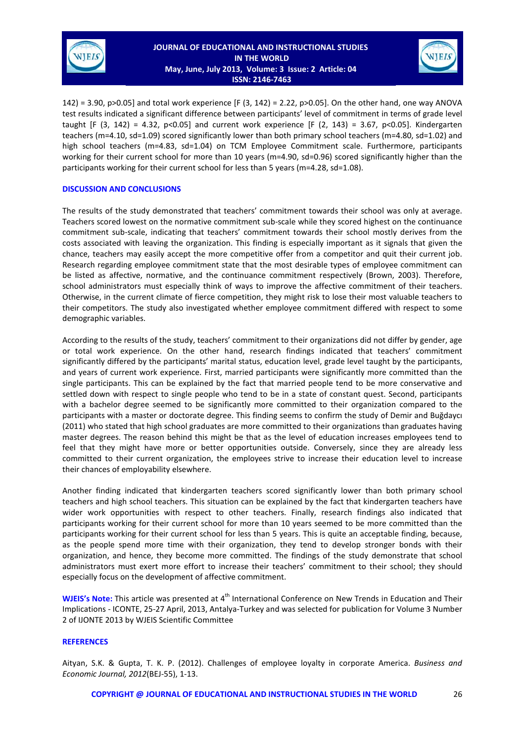142) = 3.90, $p>0.05$] and total work experience [$F$ (3, 142) = 2.22, $p>0.05$]. On the other hand, one way ANOVA test results indicated a significant difference between participants' level of commitment in terms of grade level taught [$F$ (3, 142) = 4.32, $p<0.05$] and current work experience [$F$ (2, 143) = 3.67, $p<0.05$]. Kindergarten teachers (m=4.10, sd=1.09) scored significantly lower than both primary school teachers (m=4.80, sd=1.02) and high school teachers (m=4.83, sd=1.04) on TCM Employee Commitment scale. Furthermore, participants working for their current school for more than 10 years (m=4.90, sd=0.96) scored significantly higher than the participants working for their current school for less than 5 years (m=4.28, sd=1.08).

## DISCUSSION AND CONCLUSIONS

The results of the study demonstrated that teachers' commitment towards their school was only at average. Teachers scored lowest on the normative commitment sub-scale while they scored highest on the continuance commitment sub-scale, indicating that teachers' commitment towards their school mostly derives from the costs associated with leaving the organization. This finding is especially important as it signals that given the chance, teachers may easily accept the more competitive offer from a competitor and quit their current job. Research regarding employee commitment state that the most desirable types of employee commitment can be listed as affective, normative, and the continuance commitment respectively (Brown, 2003). Therefore, school administrators must especially think of ways to improve the affective commitment of their teachers. Otherwise, in the current climate of fierce competition, they might risk to lose their most valuable teachers to their competitors. The study also investigated whether employee commitment differed with respect to some demographic variables.

According to the results of the study, teachers' commitment to their organizations did not differ by gender, age or total work experience. On the other hand, research findings indicated that teachers' commitment significantly differed by the participants' marital status, education level, grade level taught by the participants, and years of current work experience. First, married participants were significantly more committed than the single participants. This can be explained by the fact that married people tend to be more conservative and settled down with respect to single people who tend to be in a state of constant quest. Second, participants with a bachelor degree seemed to be significantly more committed to their organization compared to the participants with a master or doctorate degree. This finding seems to confirm the study of Demir and Buğdaycı (2011) who stated that high school graduates are more committed to their organizations than graduates having master degrees. The reason behind this might be that as the level of education increases employees tend to feel that they might have more or better opportunities outside. Conversely, since they are already less committed to their current organization, the employees strive to increase their education level to increase their chances of employability elsewhere.

Another finding indicated that kindergarten teachers scored significantly lower than both primary school teachers and high school teachers. This situation can be explained by the fact that kindergarten teachers have wider work opportunities with respect to other teachers. Finally, research findings also indicated that participants working for their current school for more than 10 years seemed to be more committed than the participants working for their current school for less than 5 years. This is quite an acceptable finding, because, as the people spend more time with their organization, they tend to develop stronger bonds with their organization, and hence, they become more committed. The findings of the study demonstrate that school administrators must exert more effort to increase their teachers' commitment to their school; they should especially focus on the development of affective commitment.

**WJEIS's Note:** This article was presented at 4th International Conference on New Trends in Education and Their Implications - ICONTE, 25-27 April, 2013, Antalya-Turkey and was selected for publication for Volume 3 Number 2 of IJONTE 2013 by WJEIS Scientific Committee

## REFERENCES

Aityan, S.K. & Gupta, T. K. P. (2012). Challenges of employee loyalty in corporate America. *Business and Economic Journal, 2012*(BEJ-55), 1-13.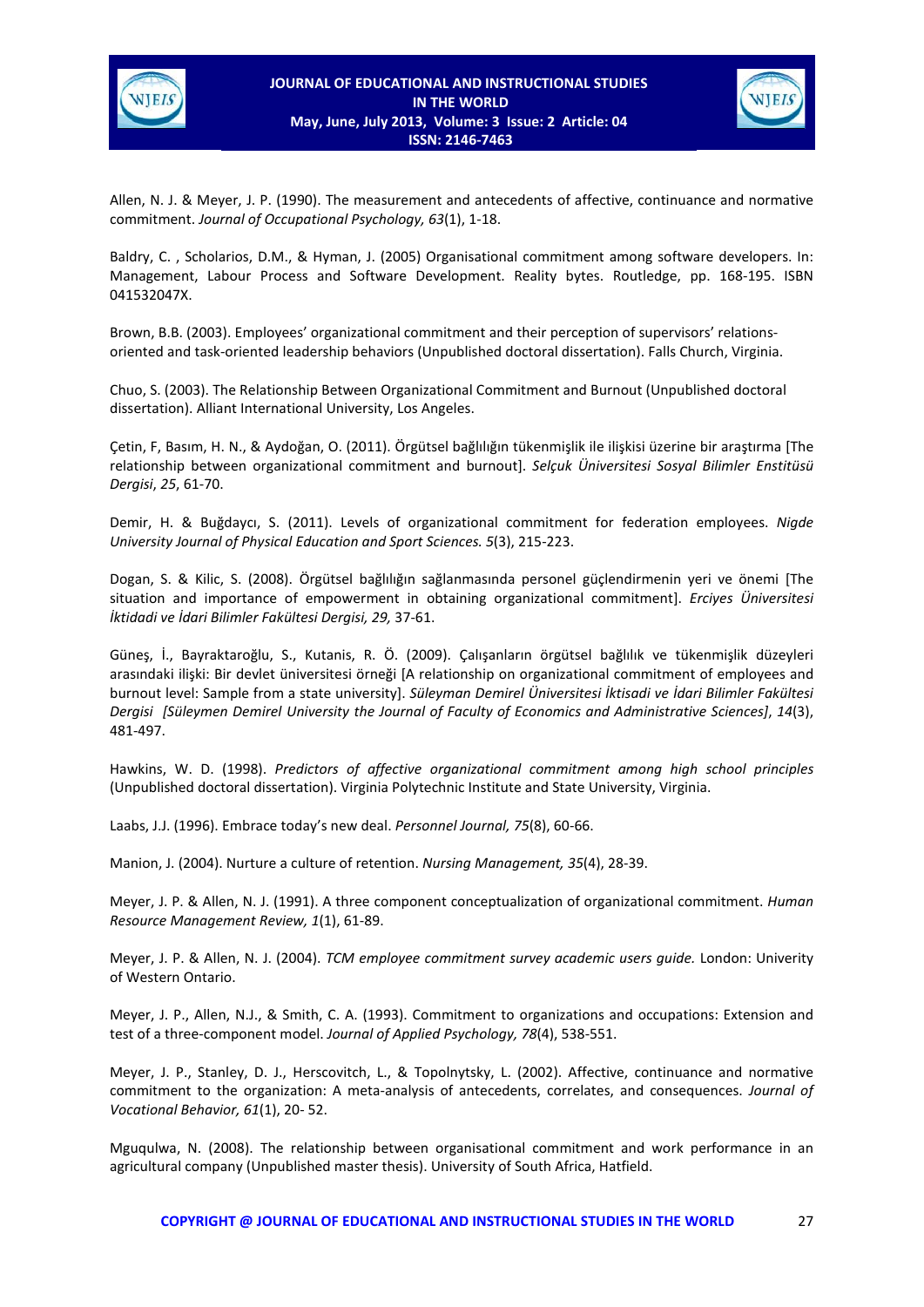Allen, N. J. & Meyer, J. P. (1990). The measurement and antecedents of affective, continuance and normative commitment. *Journal of Occupational Psychology, 63*(1), 1-18.

Baldry, C. , Scholarios, D.M., & Hyman, J. (2005) Organisational commitment among software developers. In: Management, Labour Process and Software Development. Reality bytes. Routledge, pp. 168-195. ISBN 041532047X.

Brown, B.B. (2003). Employees' organizational commitment and their perception of supervisors' relations-oriented and task-oriented leadership behaviors (Unpublished doctoral dissertation). Falls Church, Virginia.

Chuo, S. (2003). The Relationship Between Organizational Commitment and Burnout (Unpublished doctoral dissertation). Alliant International University, Los Angeles.

Çetin, F, Basım, H. N., & Aydoğan, O. (2011). Örgütsel bağlılığın tükenmişlik ile ilişkisi üzerine bir araştırma [The relationship between organizational commitment and burnout]. *Selçuk Üniversitesi Sosyal Bilimler Enstitüsü Dergisi*, *25*, 61-70.

Demir, H. & Buğdaycı, S. (2011). Levels of organizational commitment for federation employees. *Nigde University Journal of Physical Education and Sport Sciences. 5*(3), 215-223.

Dogan, S. & Kilic, S. (2008). Örgütsel bağlılığın sağlanmasında personel güçlendirmenin yeri ve önemi [The situation and importance of empowerment in obtaining organizational commitment]. *Erciyes Üniversitesi İktidadi ve İdari Bilimler Fakültesi Dergisi, 29,* 37-61.

Güneş, İ., Bayraktaroğlu, S., Kutanis, R. Ö. (2009). Çalışanların örgütsel bağlılık ve tükenmişlik düzeyleri arasındaki ilişki: Bir devlet üniversitesi örneği [A relationship on organizational commitment of employees and burnout level: Sample from a state university]. *Süleyman Demirel Üniversitesi İktisadi ve İdari Bilimler Fakültesi Dergisi [Süleymen Demirel University the Journal of Faculty of Economics and Administrative Sciences]*, *14*(3), 481-497.

Hawkins, W. D. (1998). *Predictors of affective organizational commitment among high school principles* (Unpublished doctoral dissertation). Virginia Polytechnic Institute and State University, Virginia.

Laabs, J.J. (1996). Embrace today's new deal. *Personnel Journal, 75*(8), 60-66.

Manion, J. (2004). Nurture a culture of retention. *Nursing Management, 35*(4), 28-39.

Meyer, J. P. & Allen, N. J. (1991). A three component conceptualization of organizational commitment. *Human Resource Management Review, 1*(1), 61-89.

Meyer, J. P. & Allen, N. J. (2004). *TCM employee commitment survey academic users guide.* London: Univerity of Western Ontario.

Meyer, J. P., Allen, N.J., & Smith, C. A. (1993). Commitment to organizations and occupations: Extension and test of a three-component model. *Journal of Applied Psychology, 78*(4), 538-551.

Meyer, J. P., Stanley, D. J., Herscovitch, L., & Topolnytsky, L. (2002). Affective, continuance and normative commitment to the organization: A meta-analysis of antecedents, correlates, and consequences. *Journal of Vocational Behavior, 61*(1), 20- 52.

Mguqulwa, N. (2008). The relationship between organisational commitment and work performance in an agricultural company (Unpublished master thesis). University of South Africa, Hatfield.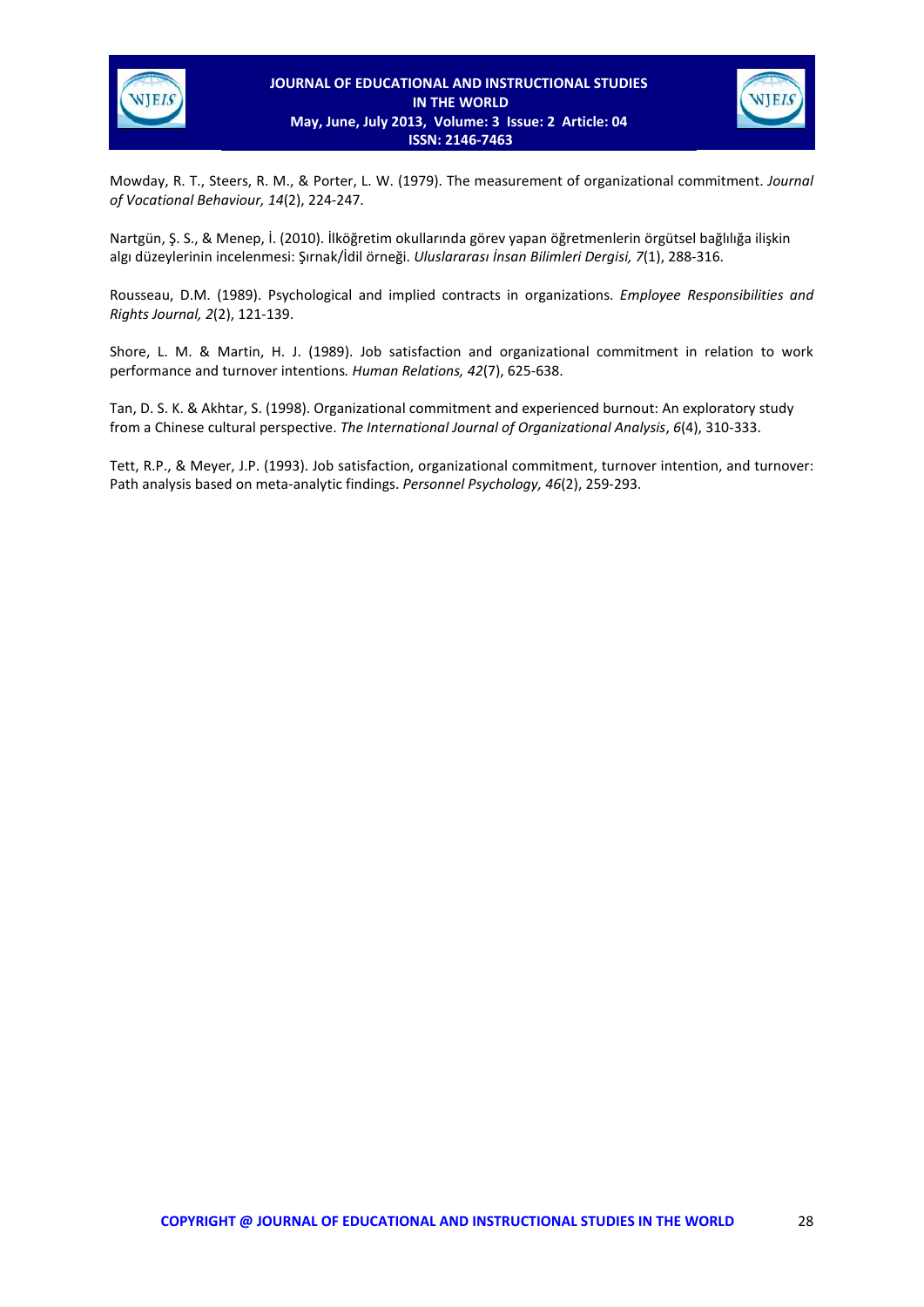Mowday, R. T., Steers, R. M., & Porter, L. W. (1979). The measurement of organizational commitment. *Journal of Vocational Behaviour, 14*(2), 224-247.

Nartgün, Ş. S., & Menep, İ. (2010). İlköğretim okullarında görev yapan öğretmenlerin örgütsel bağlılığa ilişkin algı düzeylerinin incelenmesi: Şırnak/İdil örneği. *Uluslararası İnsan Bilimleri Dergisi, 7*(1), 288-316.

Rousseau, D.M. (1989). Psychological and implied contracts in organizations. *Employee Responsibilities and Rights Journal, 2*(2), 121-139.

Shore, L. M. & Martin, H. J. (1989). Job satisfaction and organizational commitment in relation to work performance and turnover intentions. *Human Relations, 42*(7), 625-638.

Tan, D. S. K. & Akhtar, S. (1998). Organizational commitment and experienced burnout: An exploratory study from a Chinese cultural perspective. *The International Journal of Organizational Analysis*, *6*(4), 310-333.

Tett, R.P., & Meyer, J.P. (1993). Job satisfaction, organizational commitment, turnover intention, and turnover: Path analysis based on meta-analytic findings. *Personnel Psychology, 46*(2), 259-293.